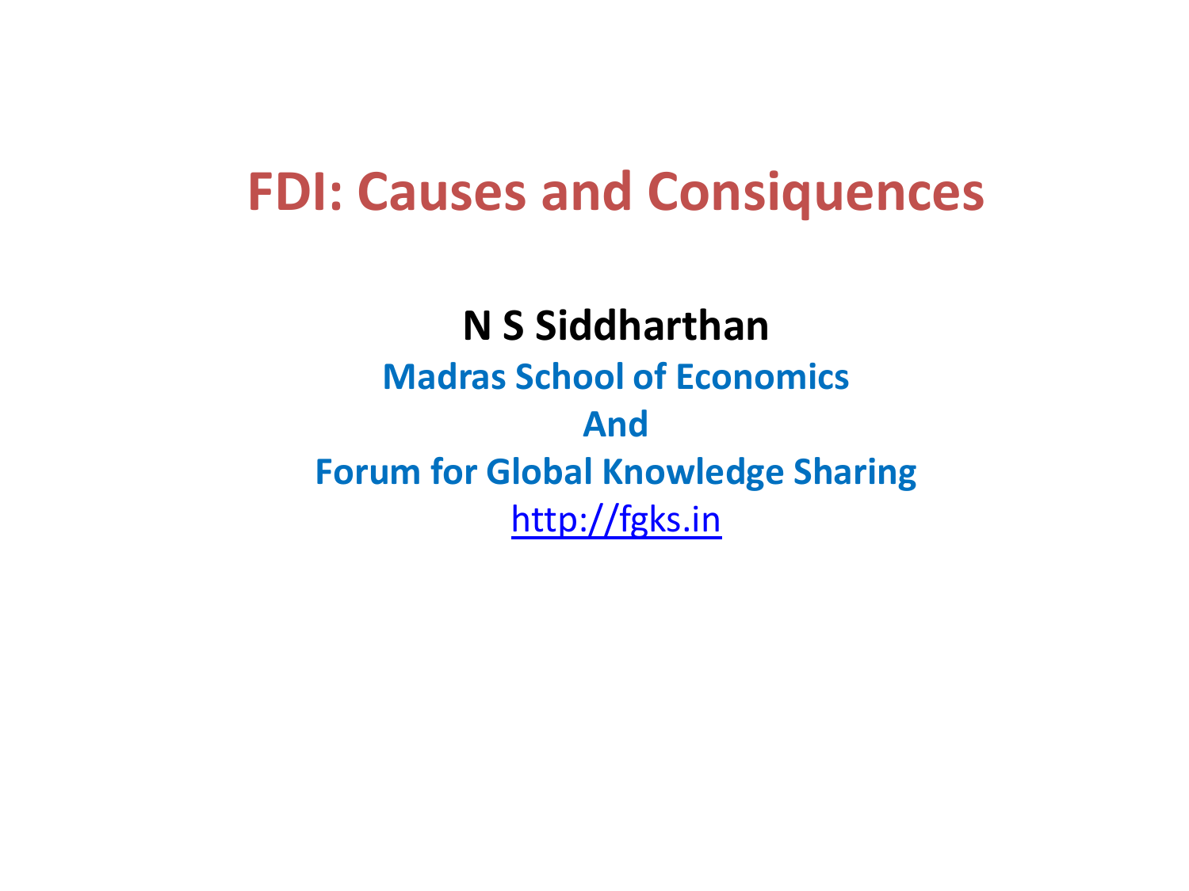# FDI: Causes and Consiquences

**N S Siddharthan**

**Madras School of Economics**

**And**

**Forum for Global Knowledge Sharing**

http://fgks.in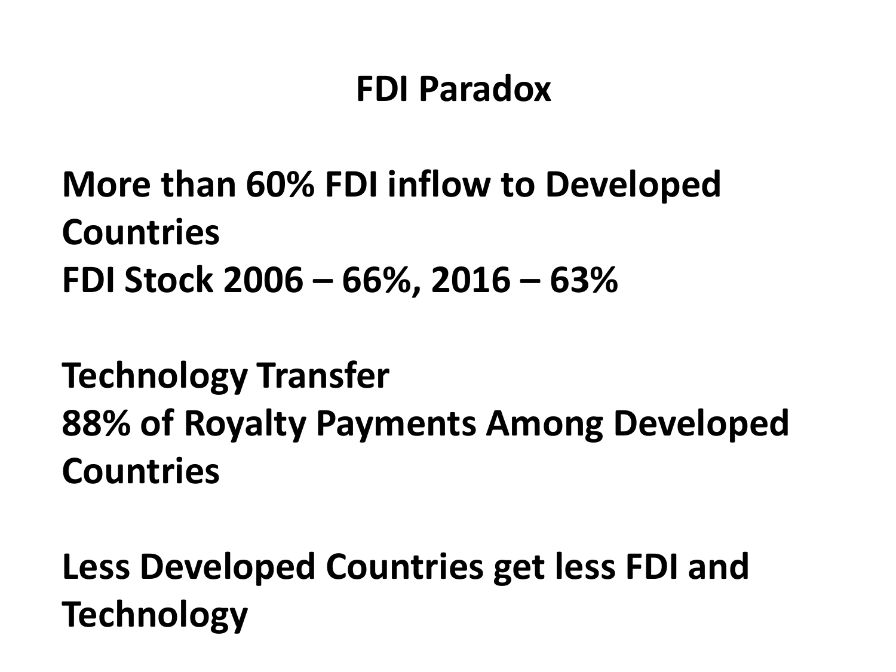# FDI Paradox

**More than 60% FDI inflow to Developed Countries**
**FDI Stock 2006 – 66%, 2016 – 63%**

**Technology Transfer**
**88% of Royalty Payments Among Developed Countries**

**Less Developed Countries get less FDI and Technology**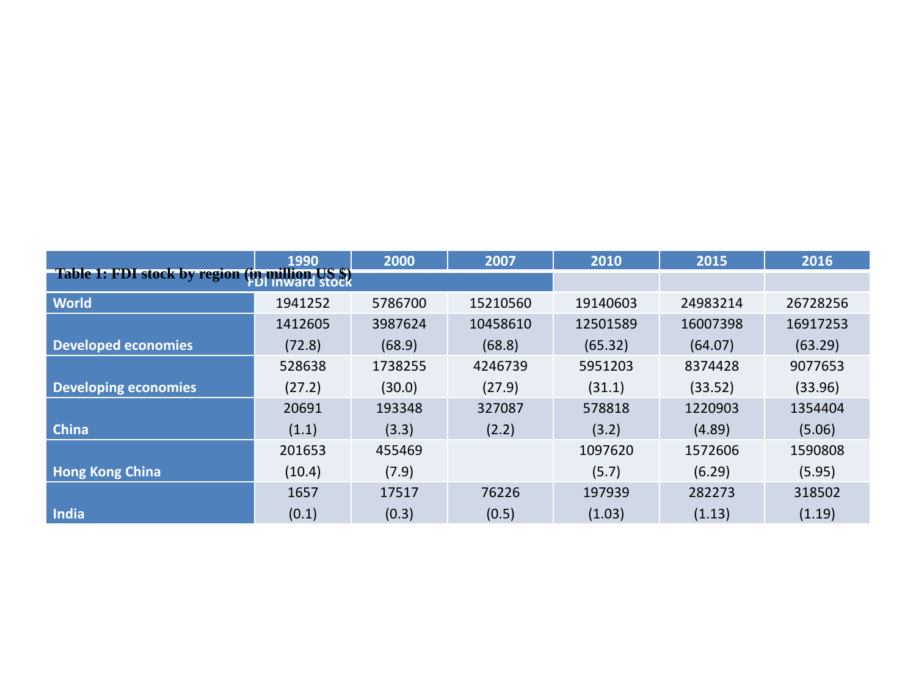**Table 1: FDI stock by region (in million US $)**

| | 1990 | 2000 | 2007 | 2010 | 2015 | 2016 |
|---|---|---|---|---|---|---|
| | FDI inward stock | | | | | |
| World | 1941252 | 5786700 | 15210560 | 19140603 | 24983214 | 26728256 |
| Developed economies | 1412605 (72.8) | 3987624 (68.9) | 10458610 (68.8) | 12501589 (65.32) | 16007398 (64.07) | 16917253 (63.29) |
| Developing economies | 528638 (27.2) | 1738255 (30.0) | 4246739 (27.9) | 5951203 (31.1) | 8374428 (33.52) | 9077653 (33.96) |
| China | 20691 (1.1) | 193348 (3.3) | 327087 (2.2) | 578818 (3.2) | 1220903 (4.89) | 1354404 (5.06) |
| Hong Kong China | 201653 (10.4) | 455469 (7.9) | | 1097620 (5.7) | 1572606 (6.29) | 1590808 (5.95) |
| India | 1657 (0.1) | 17517 (0.3) | 76226 (0.5) | 197939 (1.03) | 282273 (1.13) | 318502 (1.19) |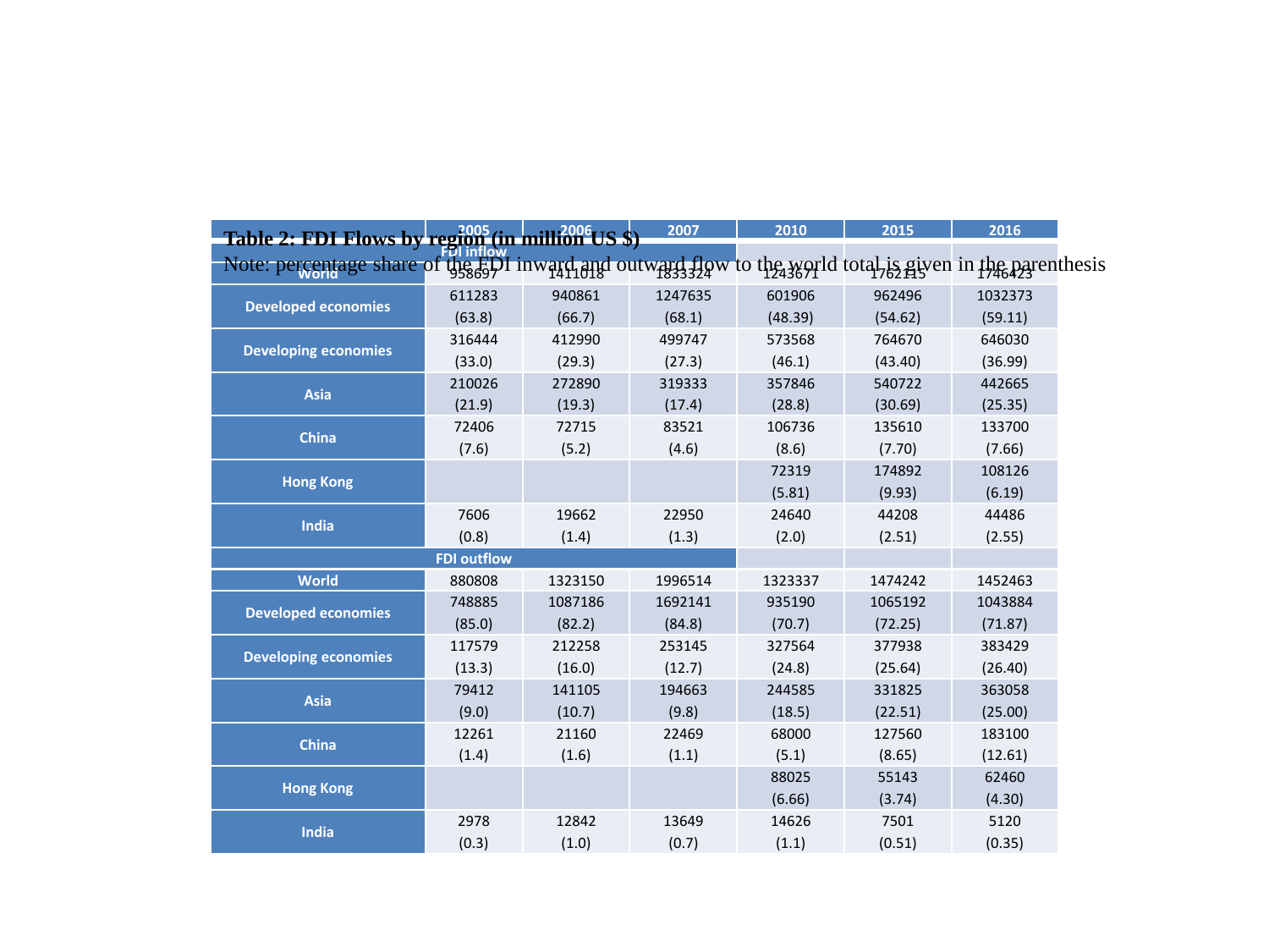**Table 2: FDI Flows by region (in million US $)**

Note: percentage share of the FDI inward and outward flow to the world total is given in the parenthesis

| | 2005 | 2006 | 2007 | 2010 | 2015 | 2016 |
|---|---|---|---|---|---|---|
| **FDI inflow** | | | | | | |
| World | 958697 | 1411018 | 1833324 | 1243671 | 1762115 | 1746423 |
| Developed economies | 611283 (63.8) | 940861 (66.7) | 1247635 (68.1) | 601906 (48.39) | 962496 (54.62) | 1032373 (59.11) |
| Developing economies | 316444 (33.0) | 412990 (29.3) | 499747 (27.3) | 573568 (46.1) | 764670 (43.40) | 646030 (36.99) |
| Asia | 210026 (21.9) | 272890 (19.3) | 319333 (17.4) | 357846 (28.8) | 540722 (30.69) | 442665 (25.35) |
| China | 72406 (7.6) | 72715 (5.2) | 83521 (4.6) | 106736 (8.6) | 135610 (7.70) | 133700 (7.66) |
| Hong Kong | | | | 72319 (5.81) | 174892 (9.93) | 108126 (6.19) |
| India | 7606 (0.8) | 19662 (1.4) | 22950 (1.3) | 24640 (2.0) | 44208 (2.51) | 44486 (2.55) |
| **FDI outflow** | | | | | | |
| World | 880808 | 1323150 | 1996514 | 1323337 | 1474242 | 1452463 |
| Developed economies | 748885 (85.0) | 1087186 (82.2) | 1692141 (84.8) | 935190 (70.7) | 1065192 (72.25) | 1043884 (71.87) |
| Developing economies | 117579 (13.3) | 212258 (16.0) | 253145 (12.7) | 327564 (24.8) | 377938 (25.64) | 383429 (26.40) |
| Asia | 79412 (9.0) | 141105 (10.7) | 194663 (9.8) | 244585 (18.5) | 331825 (22.51) | 363058 (25.00) |
| China | 12261 (1.4) | 21160 (1.6) | 22469 (1.1) | 68000 (5.1) | 127560 (8.65) | 183100 (12.61) |
| Hong Kong | | | | 88025 (6.66) | 55143 (3.74) | 62460 (4.30) |
| India | 2978 (0.3) | 12842 (1.0) | 13649 (0.7) | 14626 (1.1) | 7501 (0.51) | 5120 (0.35) |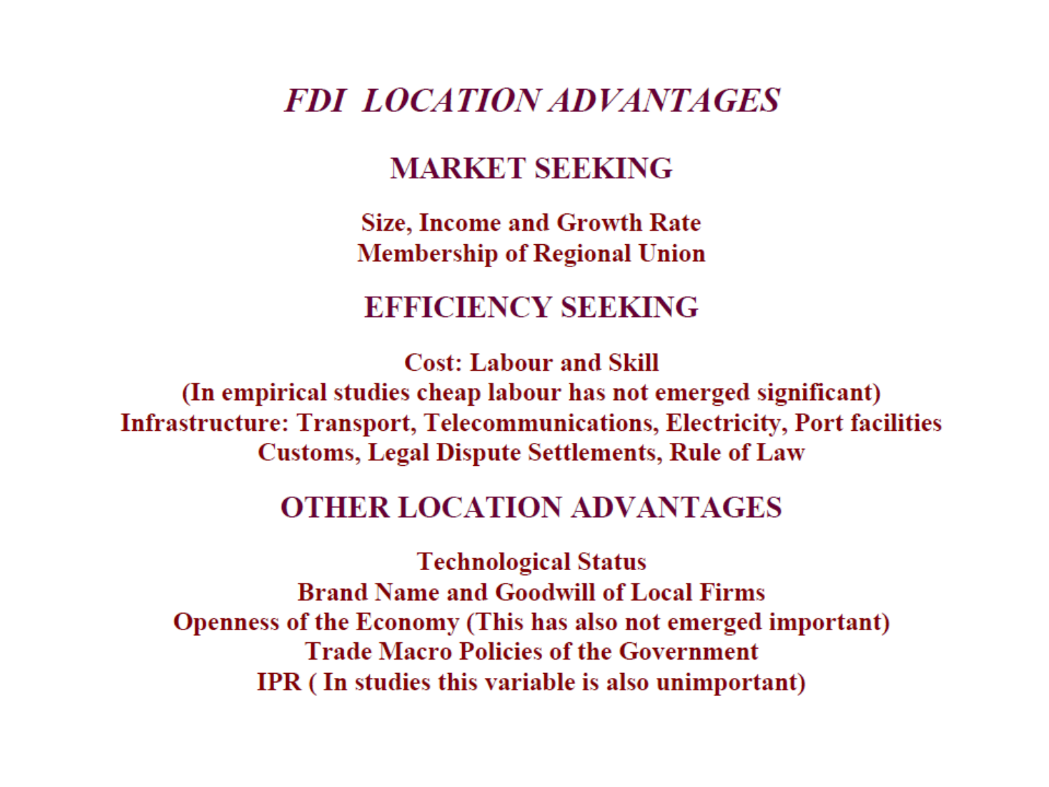# *FDI LOCATION ADVANTAGES*

## MARKET SEEKING

**Size, Income and Growth Rate**
**Membership of Regional Union**

## EFFICIENCY SEEKING

**Cost: Labour and Skill**
**(In empirical studies cheap labour has not emerged significant)**
**Infrastructure: Transport, Telecommunications, Electricity, Port facilities**
**Customs, Legal Dispute Settlements, Rule of Law**

## OTHER LOCATION ADVANTAGES

**Technological Status**
**Brand Name and Goodwill of Local Firms**
**Openness of the Economy (This has also not emerged important)**
**Trade Macro Policies of the Government**
**IPR ( In studies this variable is also unimportant)**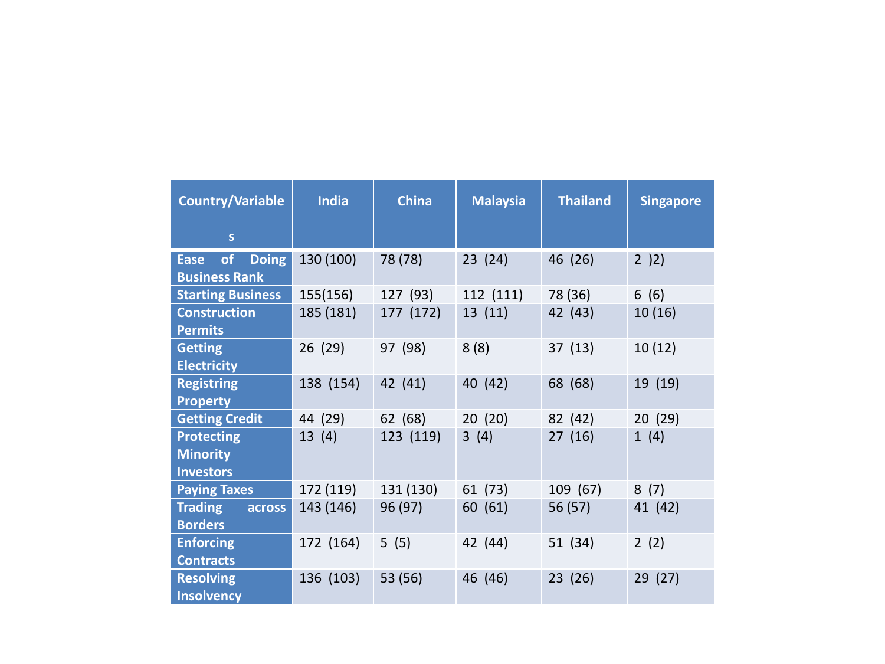| Country/Variables | India | China | Malaysia | Thailand | Singapore |
|---|---|---|---|---|---|
| Ease of Doing Business Rank | 130 (100) | 78 (78) | 23 (24) | 46 (26) | 2 )2) |
| Starting Business | 155(156) | 127 (93) | 112 (111) | 78 (36) | 6 (6) |
| Construction Permits | 185 (181) | 177 (172) | 13 (11) | 42 (43) | 10 (16) |
| Getting Electricity | 26 (29) | 97 (98) | 8 (8) | 37 (13) | 10 (12) |
| Registring Property | 138 (154) | 42 (41) | 40 (42) | 68 (68) | 19 (19) |
| Getting Credit | 44 (29) | 62 (68) | 20 (20) | 82 (42) | 20 (29) |
| Protecting Minority Investors | 13 (4) | 123 (119) | 3 (4) | 27 (16) | 1 (4) |
| Paying Taxes | 172 (119) | 131 (130) | 61 (73) | 109 (67) | 8 (7) |
| Trading across Borders | 143 (146) | 96 (97) | 60 (61) | 56 (57) | 41 (42) |
| Enforcing Contracts | 172 (164) | 5 (5) | 42 (44) | 51 (34) | 2 (2) |
| Resolving Insolvency | 136 (103) | 53 (56) | 46 (46) | 23 (26) | 29 (27) |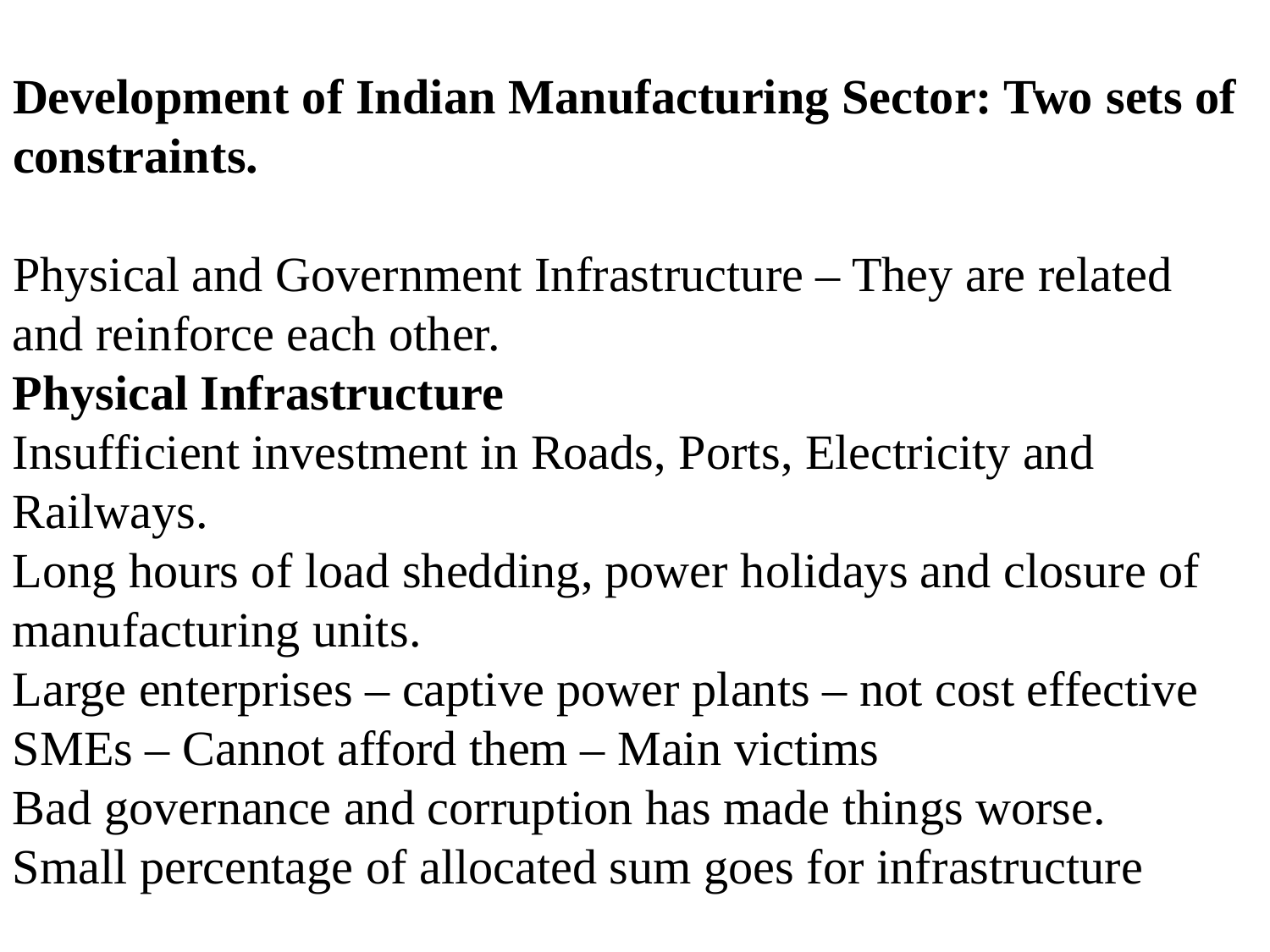**Development of Indian Manufacturing Sector: Two sets of constraints.**

Physical and Government Infrastructure – They are related and reinforce each other.

**Physical Infrastructure**

Insufficient investment in Roads, Ports, Electricity and Railways.

Long hours of load shedding, power holidays and closure of manufacturing units.

Large enterprises – captive power plants – not cost effective

SMEs – Cannot afford them – Main victims

Bad governance and corruption has made things worse.

Small percentage of allocated sum goes for infrastructure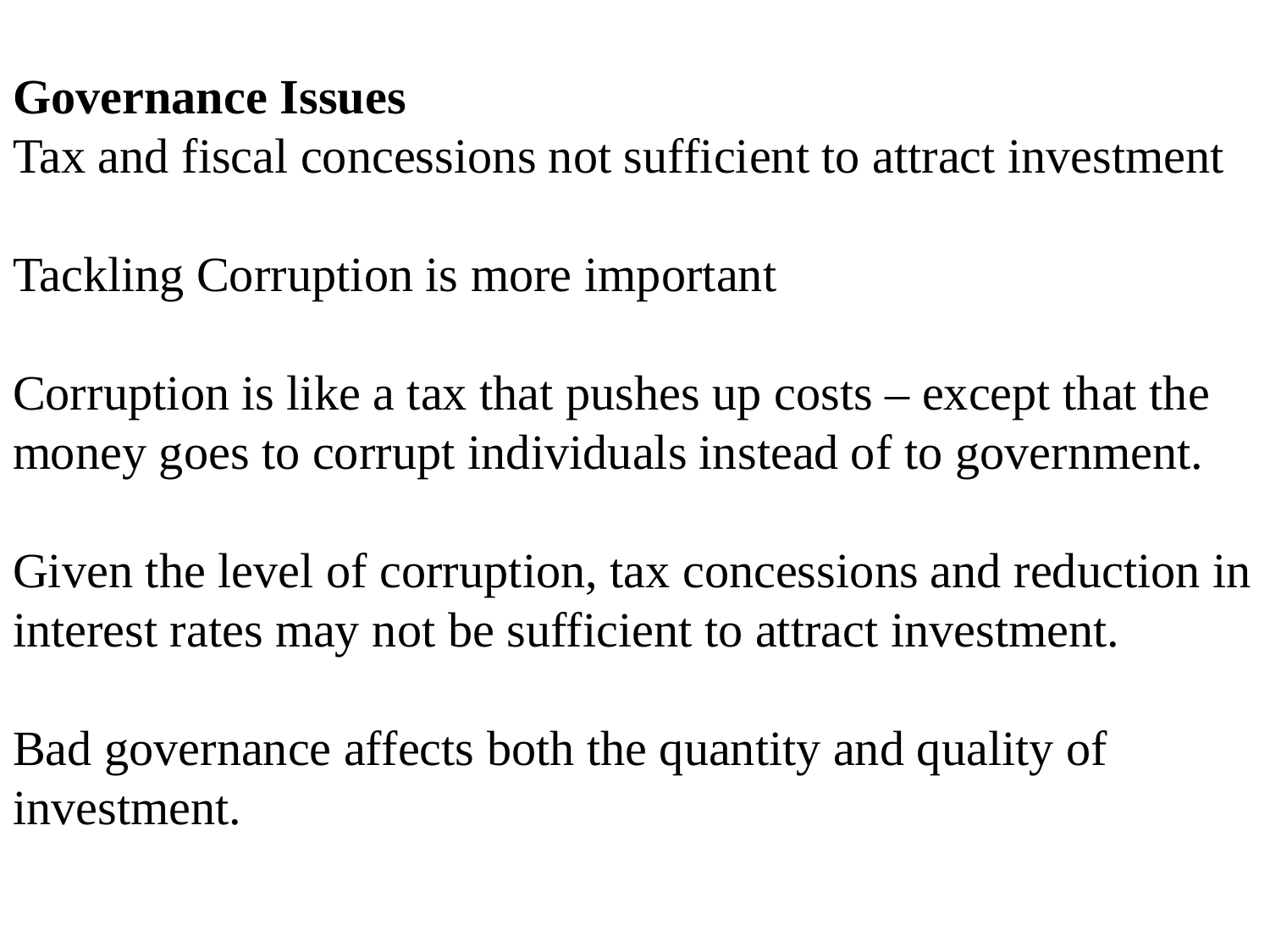**Governance Issues**

Tax and fiscal concessions not sufficient to attract investment

Tackling Corruption is more important

Corruption is like a tax that pushes up costs – except that the money goes to corrupt individuals instead of to government.

Given the level of corruption, tax concessions and reduction in interest rates may not be sufficient to attract investment.

Bad governance affects both the quantity and quality of investment.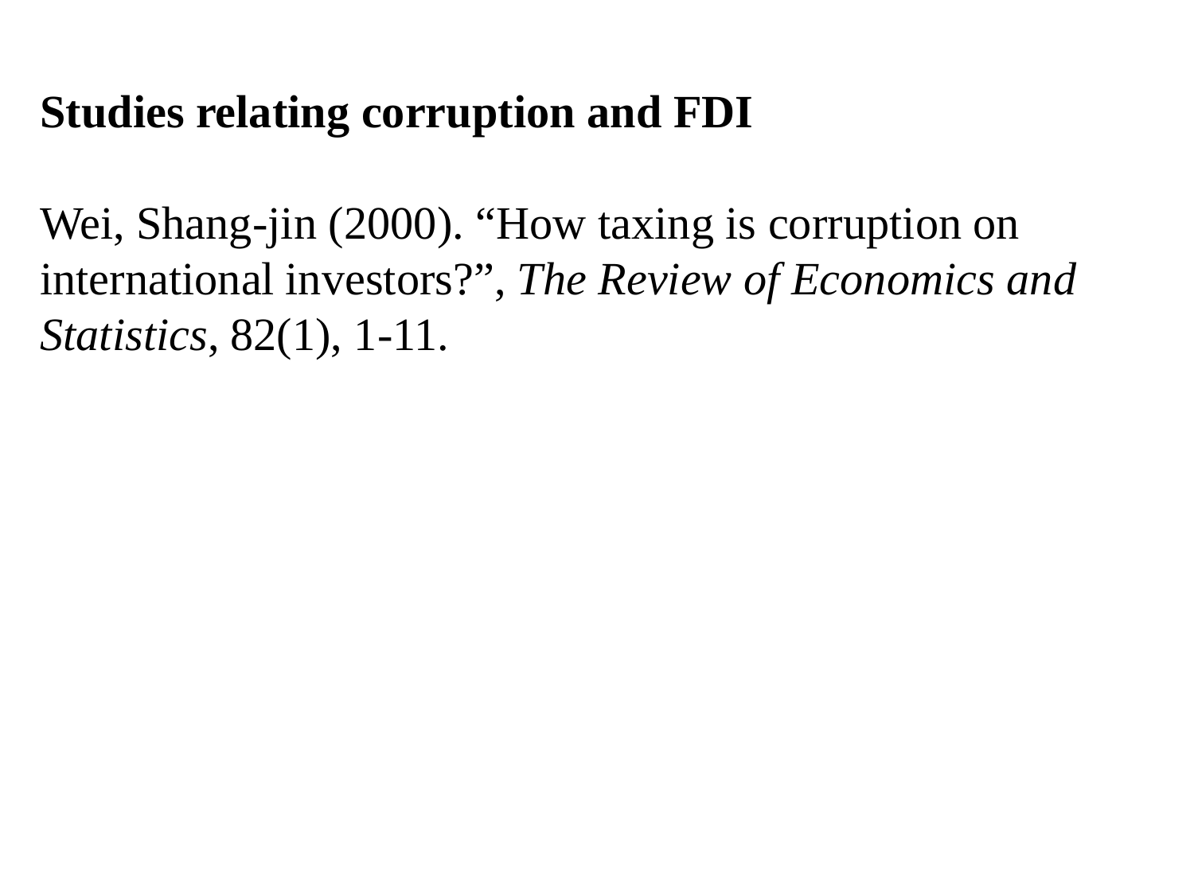**Studies relating corruption and FDI**

Wei, Shang-jin (2000). "How taxing is corruption on international investors?", *The Review of Economics and Statistics*, 82(1), 1-11.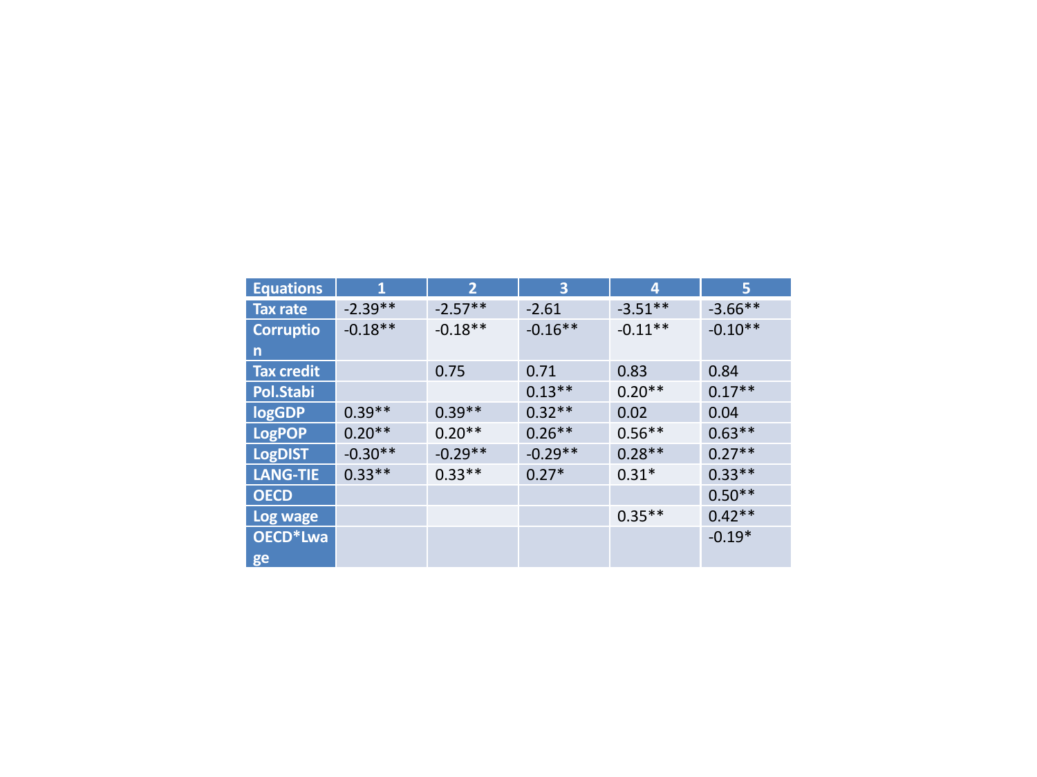| Equations | 1 | 2 | 3 | 4 | 5 |
|---|---|---|---|---|---|
| Tax rate | -2.39** | -2.57** | -2.61 | -3.51** | -3.66** |
| Corruption | -0.18** | -0.18** | -0.16** | -0.11** | -0.10** |
| Tax credit | | 0.75 | 0.71 | 0.83 | 0.84 |
| Pol.Stabi | | | 0.13** | 0.20** | 0.17** |
| logGDP | 0.39** | 0.39** | 0.32** | 0.02 | 0.04 |
| LogPOP | 0.20** | 0.20** | 0.26** | 0.56** | 0.63** |
| LogDIST | -0.30** | -0.29** | -0.29** | 0.28** | 0.27** |
| LANG-TIE | 0.33** | 0.33** | 0.27* | 0.31* | 0.33** |
| OECD | | | | | 0.50** |
| Log wage | | | | 0.35** | 0.42** |
| OECD*Lwage | | | | | -0.19* |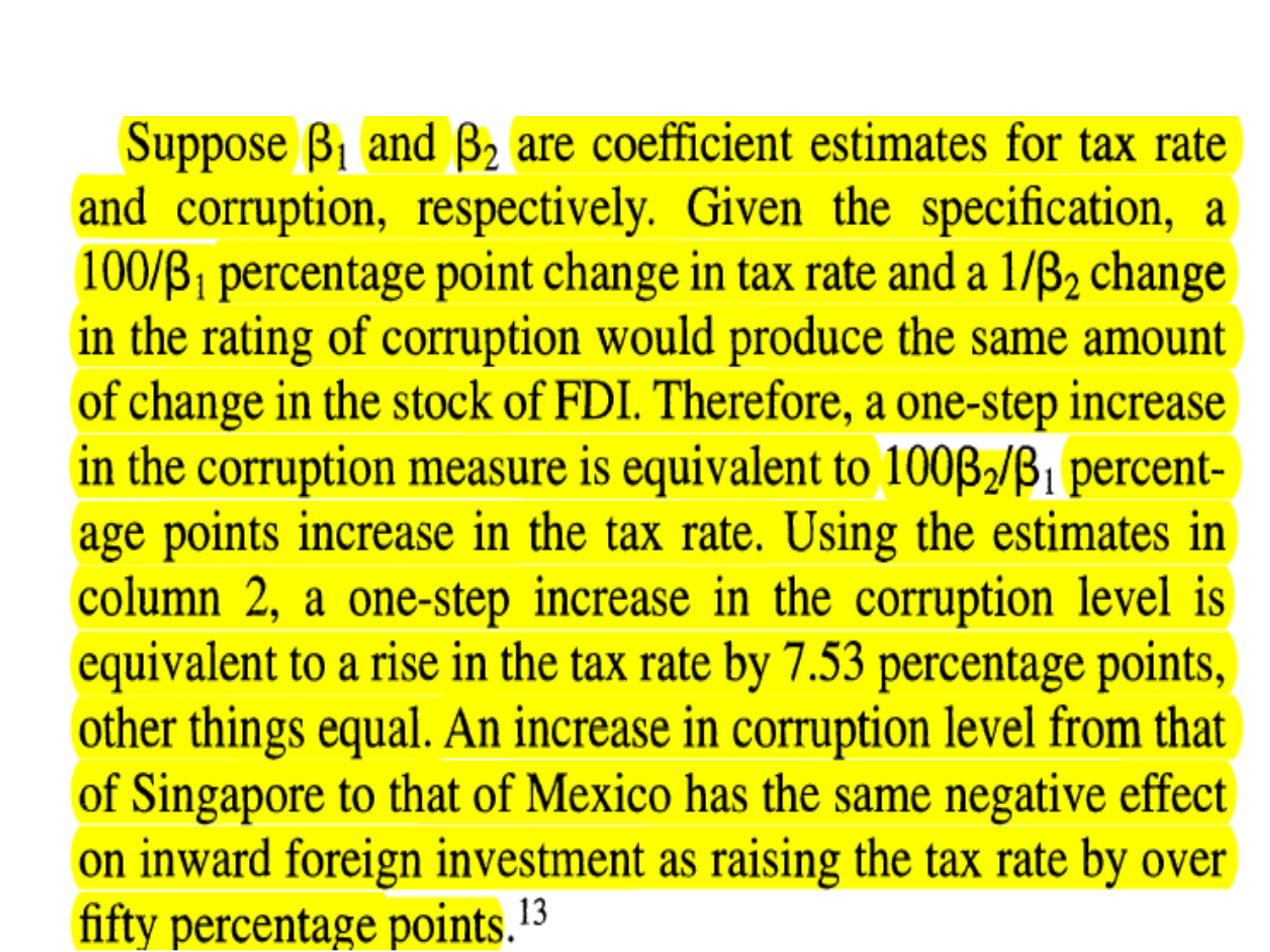Suppose $\beta_1$ and $\beta_2$ are coefficient estimates for tax rate and corruption, respectively. Given the specification, a $100/\beta_1$ percentage point change in tax rate and a $1/\beta_2$ change in the rating of corruption would produce the same amount of change in the stock of FDI. Therefore, a one-step increase in the corruption measure is equivalent to $100\beta_2/\beta_1$ percentage points increase in the tax rate. Using the estimates in column 2, a one-step increase in the corruption level is equivalent to a rise in the tax rate by 7.53 percentage points, other things equal. An increase in corruption level from that of Singapore to that of Mexico has the same negative effect on inward foreign investment as raising the tax rate by over fifty percentage points.[13]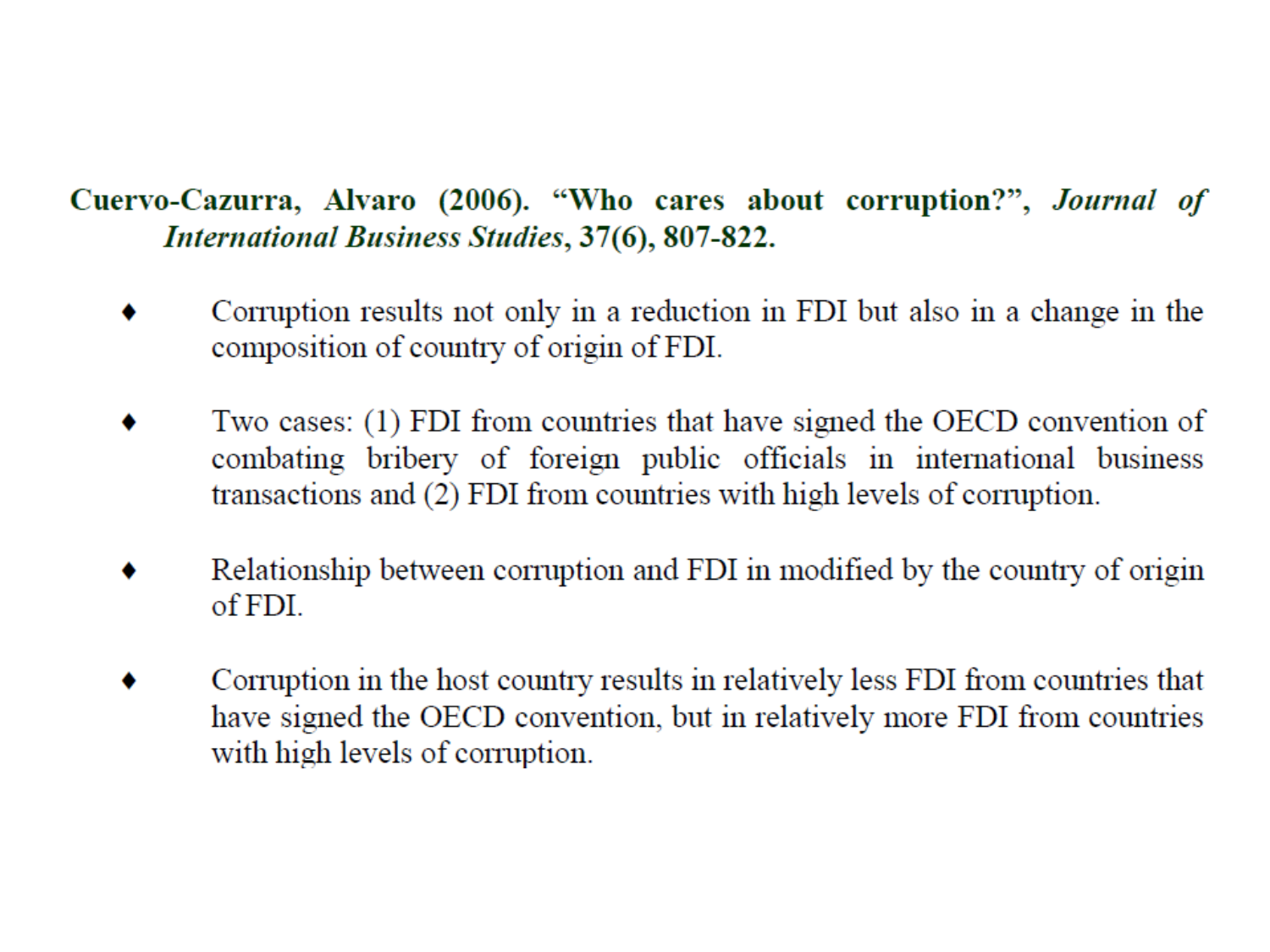**Cuervo-Cazurra, Alvaro (2006). "Who cares about corruption?", *Journal of International Business Studies*, 37(6), 807-822.**

- Corruption results not only in a reduction in FDI but also in a change in the composition of country of origin of FDI.
- Two cases: (1) FDI from countries that have signed the OECD convention of combating bribery of foreign public officials in international business transactions and (2) FDI from countries with high levels of corruption.
- Relationship between corruption and FDI in modified by the country of origin of FDI.
- Corruption in the host country results in relatively less FDI from countries that have signed the OECD convention, but in relatively more FDI from countries with high levels of corruption.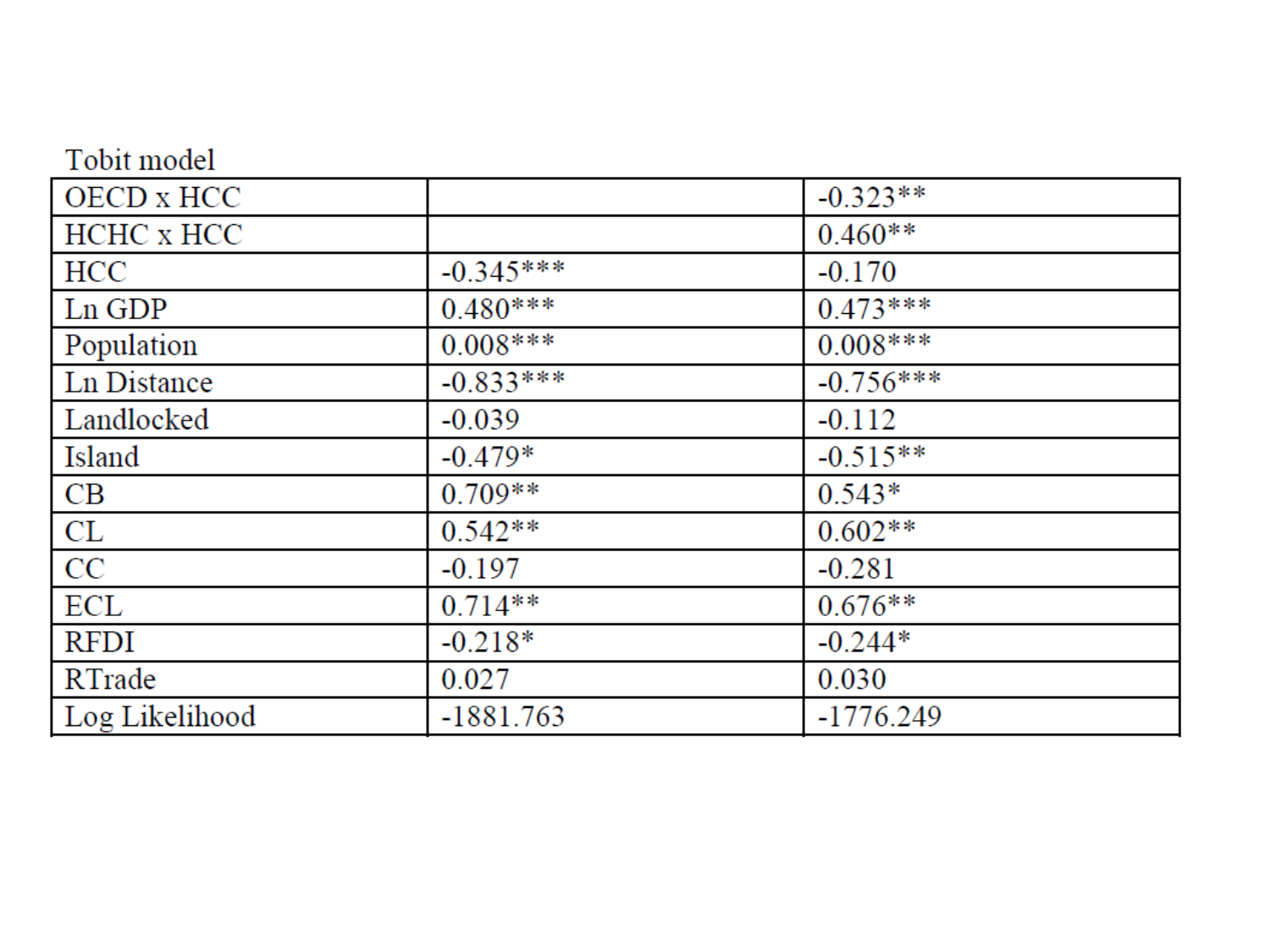Tobit model

| | | |
|---|---|---|
| OECD x HCC | | -0.323** |
| HCHC x HCC | | 0.460** |
| HCC | -0.345*** | -0.170 |
| Ln GDP | 0.480*** | 0.473*** |
| Population | 0.008*** | 0.008*** |
| Ln Distance | -0.833*** | -0.756*** |
| Landlocked | -0.039 | -0.112 |
| Island | -0.479* | -0.515** |
| CB | 0.709** | 0.543* |
| CL | 0.542** | 0.602** |
| CC | -0.197 | -0.281 |
| ECL | 0.714** | 0.676** |
| RFDI | -0.218* | -0.244* |
| RTrade | 0.027 | 0.030 |
| Log Likelihood | -1881.763 | -1776.249 |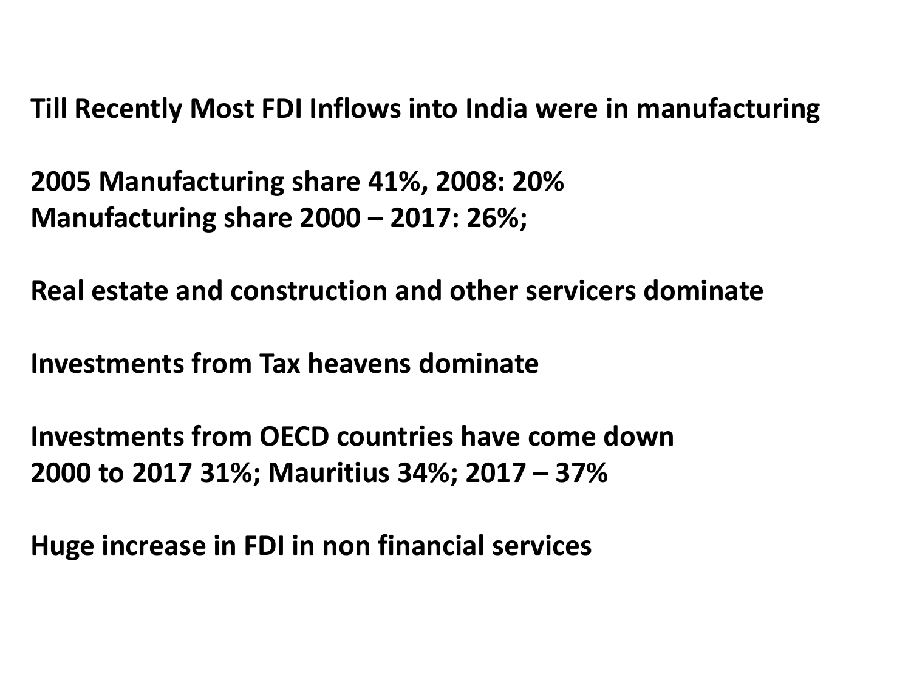**Till Recently Most FDI Inflows into India were in manufacturing**

**2005 Manufacturing share 41%, 2008: 20%**
**Manufacturing share 2000 – 2017: 26%;**

**Real estate and construction and other servicers dominate**

**Investments from Tax heavens dominate**

**Investments from OECD countries have come down**
**2000 to 2017 31%; Mauritius 34%; 2017 – 37%**

**Huge increase in FDI in non financial services**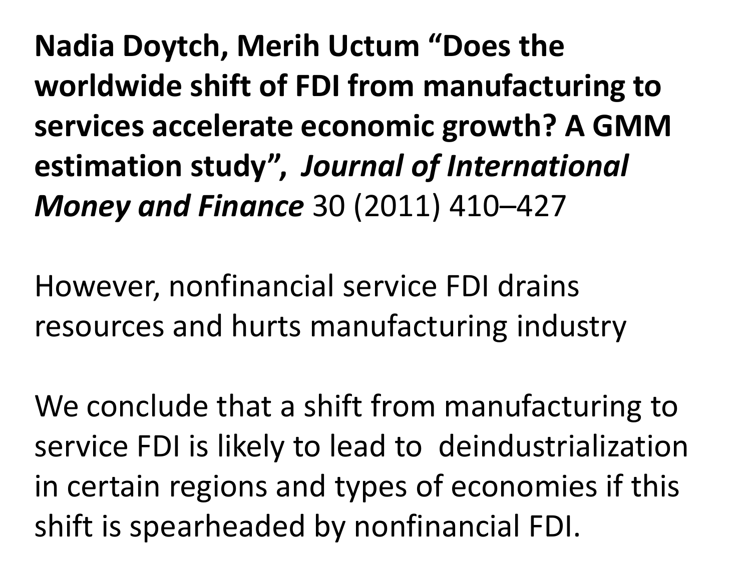**Nadia Doytch, Merih Uctum "Does the worldwide shift of FDI from manufacturing to services accelerate economic growth? A GMM estimation study",** ***Journal of International Money and Finance*** 30 (2011) 410–427

However, nonfinancial service FDI drains resources and hurts manufacturing industry

We conclude that a shift from manufacturing to service FDI is likely to lead to deindustrialization in certain regions and types of economies if this shift is spearheaded by nonfinancial FDI.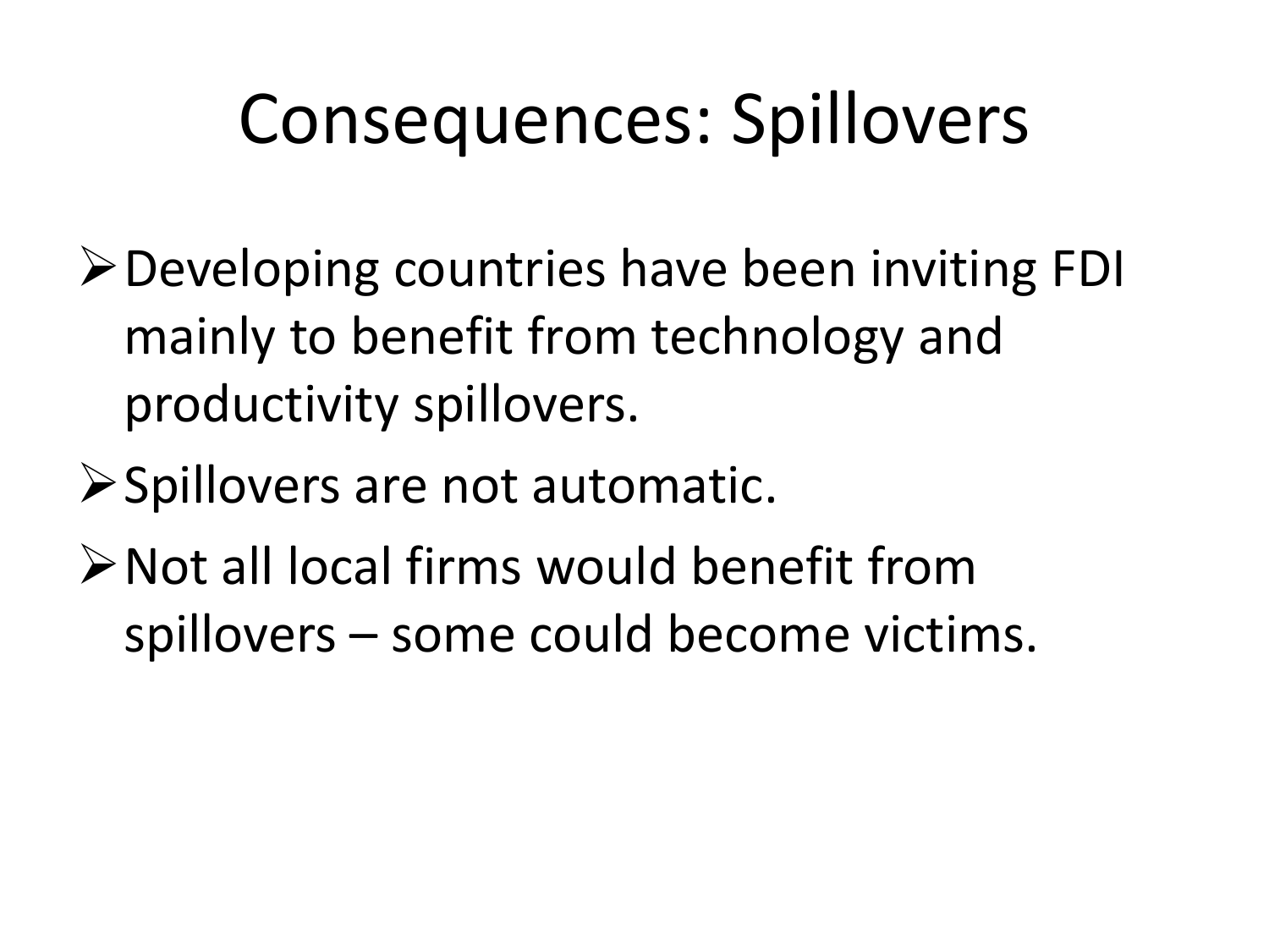# Consequences: Spillovers

- Developing countries have been inviting FDI mainly to benefit from technology and productivity spillovers.
- Spillovers are not automatic.
- Not all local firms would benefit from spillovers – some could become victims.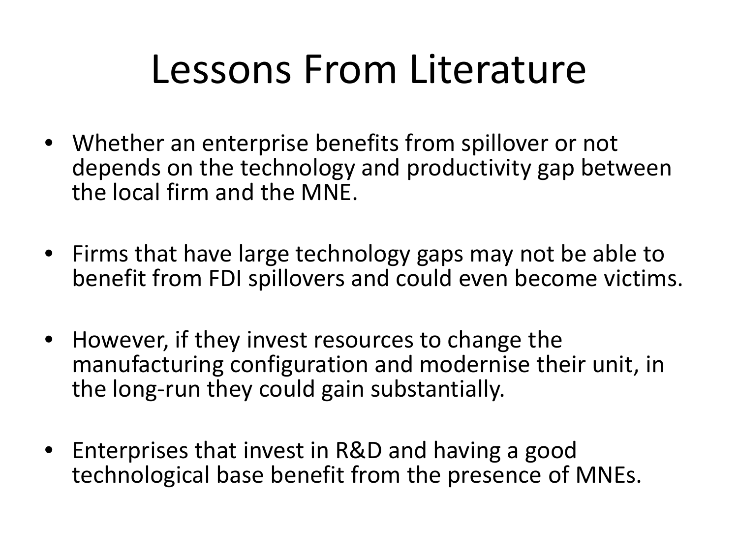# Lessons From Literature

- Whether an enterprise benefits from spillover or not depends on the technology and productivity gap between the local firm and the MNE.
- Firms that have large technology gaps may not be able to benefit from FDI spillovers and could even become victims.
- However, if they invest resources to change the manufacturing configuration and modernise their unit, in the long-run they could gain substantially.
- Enterprises that invest in R&D and having a good technological base benefit from the presence of MNEs.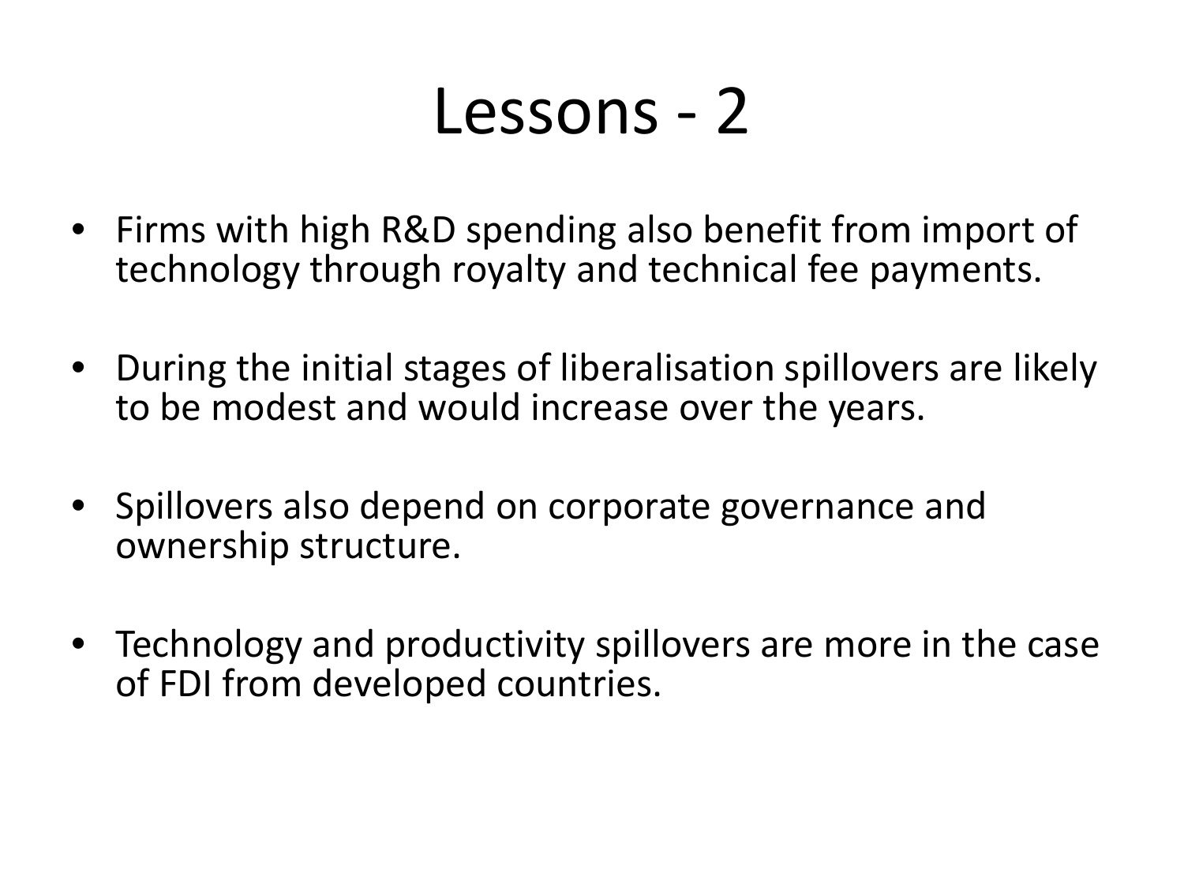# Lessons - 2

- Firms with high R&D spending also benefit from import of technology through royalty and technical fee payments.

- During the initial stages of liberalisation spillovers are likely to be modest and would increase over the years.

- Spillovers also depend on corporate governance and ownership structure.

- Technology and productivity spillovers are more in the case of FDI from developed countries.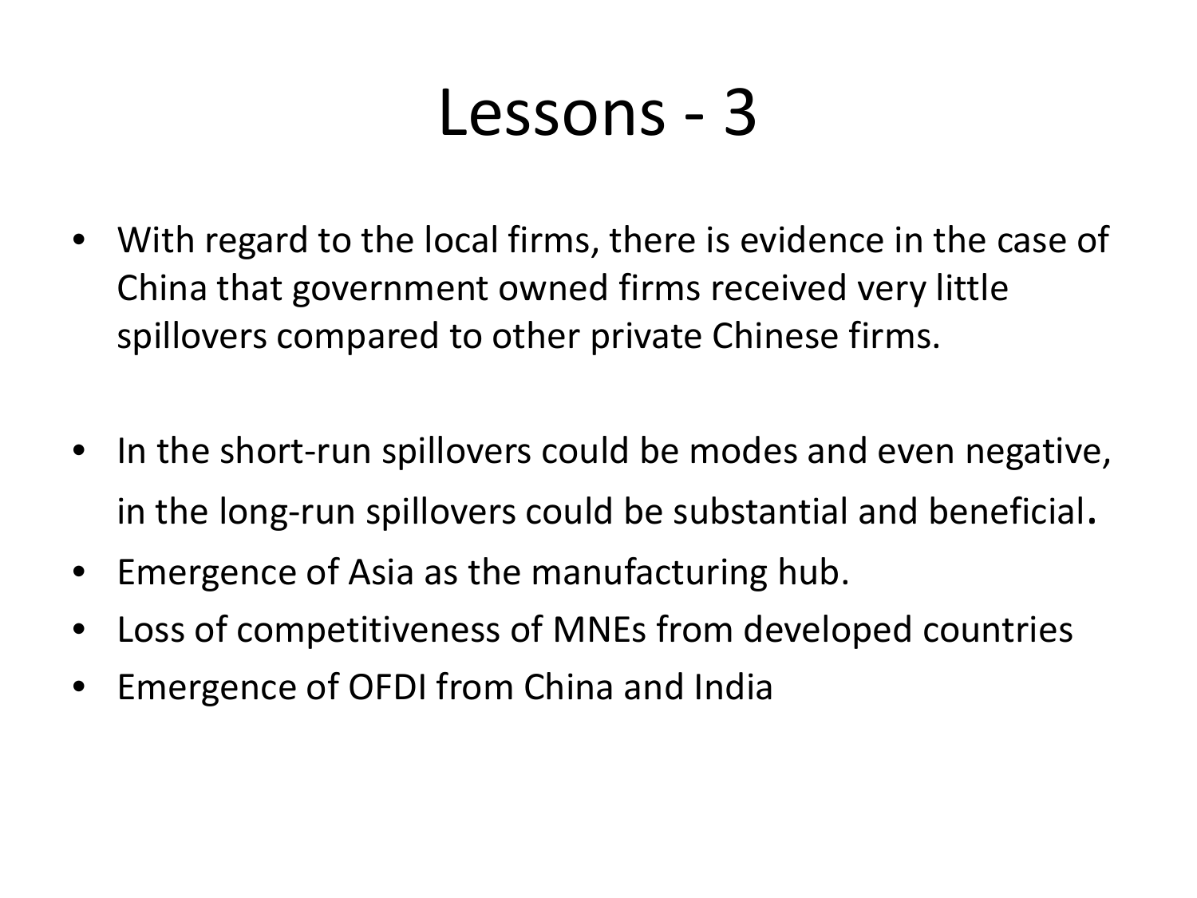# Lessons - 3

- With regard to the local firms, there is evidence in the case of China that government owned firms received very little spillovers compared to other private Chinese firms.

- In the short-run spillovers could be modes and even negative, in the long-run spillovers could be substantial and beneficial.
- Emergence of Asia as the manufacturing hub.
- Loss of competitiveness of MNEs from developed countries
- Emergence of OFDI from China and India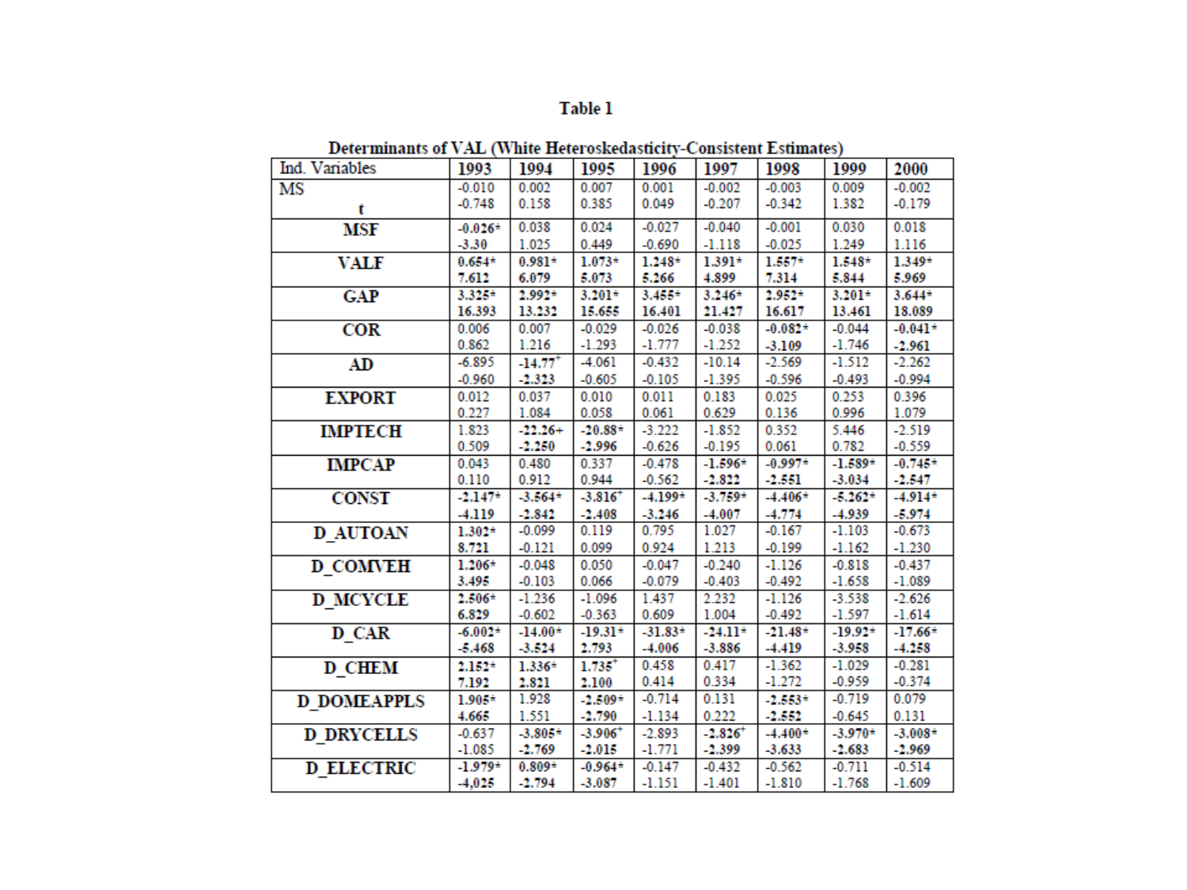Table 1

Determinants of VAL (White Heteroskedasticity-Consistent Estimates)

| Ind. Variables | 1993 | 1994 | 1995 | 1996 | 1997 | 1998 | 1999 | 2000 |
|---|---|---|---|---|---|---|---|---|
| MS | -0.010 | 0.002 | 0.007 | 0.001 | -0.002 | -0.003 | 0.009 | -0.002 |
| t | -0.748 | 0.158 | 0.385 | 0.049 | -0.207 | -0.342 | 1.382 | -0.179 |
| **MSF** | **-0.026*** | 0.038 | 0.024 | -0.027 | -0.040 | -0.001 | 0.030 | 0.018 |
| | **-3.30** | 1.025 | 0.449 | -0.690 | -1.118 | -0.025 | 1.249 | 1.116 |
| **VALF** | **0.654*** | **0.981*** | **1.073*** | **1.248*** | **1.391*** | **1.557*** | **1.548*** | **1.349*** |
| | **7.612** | **6.079** | **5.073** | **5.266** | **4.899** | **7.314** | **5.844** | **5.969** |
| **GAP** | **3.325*** | **2.992*** | **3.201*** | **3.455*** | **3.246*** | **2.952*** | **3.201*** | **3.644*** |
| | **16.393** | **13.232** | **15.655** | **16.401** | **21.427** | **16.617** | **13.461** | **18.089** |
| **COR** | 0.006 | 0.007 | -0.029 | -0.026 | -0.038 | **-0.082*** | -0.044 | **-0.041*** |
| | 0.862 | 1.216 | -1.293 | -1.777 | -1.252 | **-3.109** | -1.746 | **-2.961** |
| **AD** | -6.895 | **-14.77⁺** | -4.061 | -0.432 | -10.14 | -2.569 | -1.512 | -2.262 |
| | -0.960 | **-2.323** | -0.605 | -0.105 | -1.395 | -0.596 | -0.493 | -0.994 |
| **EXPORT** | 0.012 | 0.037 | 0.010 | 0.011 | 0.183 | 0.025 | 0.253 | 0.396 |
| | 0.227 | 1.084 | 0.058 | 0.061 | 0.629 | 0.136 | 0.996 | 1.079 |
| **IMPTECH** | 1.823 | **-22.26+** | **-20.88*** | -3.222 | -1.852 | 0.352 | 5.446 | -2.519 |
| | 0.509 | **-2.250** | **-2.996** | -0.626 | -0.195 | 0.061 | 0.782 | -0.559 |
| **IMPCAP** | 0.043 | 0.480 | 0.337 | -0.478 | **-1.596*** | **-0.997*** | **-1.589*** | **-0.745*** |
| | 0.110 | 0.912 | 0.944 | -0.562 | **-2.822** | **-2.551** | **-3.034** | **-2.547** |
| **CONST** | **-2.147*** | **-3.564*** | **-3.816⁺** | **-4.199*** | **-3.759*** | **-4.406*** | **-5.262*** | **-4.914*** |
| | **-4.119** | **-2.842** | **-2.408** | **-3.246** | **-4.007** | **-4.774** | **-4.939** | **-5.974** |
| **D_AUTOAN** | **1.302*** | -0.099 | 0.119 | 0.795 | 1.027 | -0.167 | -1.103 | -0.673 |
| | **8.721** | -0.121 | 0.099 | 0.924 | 1.213 | -0.199 | -1.162 | -1.230 |
| **D_COMVEH** | **1.206*** | -0.048 | 0.050 | -0.047 | -0.240 | -1.126 | -0.818 | -0.437 |
| | **3.495** | -0.103 | 0.066 | -0.079 | -0.403 | -0.492 | -1.658 | -1.089 |
| **D_MCYCLE** | **2.506*** | -1.236 | -1.096 | 1.437 | 2.232 | -1.126 | -3.538 | -2.626 |
| | **6.829** | -0.602 | -0.363 | 0.609 | 1.004 | -0.492 | -1.597 | -1.614 |
| **D_CAR** | **-6.002*** | **-14.00*** | **-19.31*** | **-31.83*** | **-24.11*** | **-21.48*** | **-19.92*** | **-17.66*** |
| | **-5.468** | **-3.524** | **2.793** | **-4.006** | **-3.886** | **-4.419** | **-3.958** | **-4.258** |
| **D_CHEM** | **2.152*** | **1.336*** | **1.735⁺** | 0.458 | 0.417 | -1.362 | -1.029 | -0.281 |
| | **7.192** | **2.821** | **2.100** | 0.414 | 0.334 | -1.272 | -0.959 | -0.374 |
| **D_DOMEAPPLS** | **1.905*** | 1.928 | **-2.509*** | -0.714 | 0.131 | **-2.553*** | -0.719 | 0.079 |
| | **4.665** | 1.551 | **-2.790** | -1.134 | 0.222 | **-2.552** | -0.645 | 0.131 |
| **D_DRYCELLS** | -0.637 | **-3.805*** | **-3.906⁺** | -2.893 | **-2.826⁺** | **-4.400*** | **-3.970*** | **-3.008*** |
| | -1.085 | **-2.769** | **-2.015** | -1.771 | **-2.399** | **-3.633** | **-2.683** | **-2.969** |
| **D_ELECTRIC** | **-1.979*** | **0.809*** | **-0.964*** | -0.147 | -0.432 | -0.562 | -0.711 | -0.514 |
| | **-4,025** | **-2.794** | **-3.087** | -1.151 | -1.401 | -1.810 | -1.768 | -1.609 |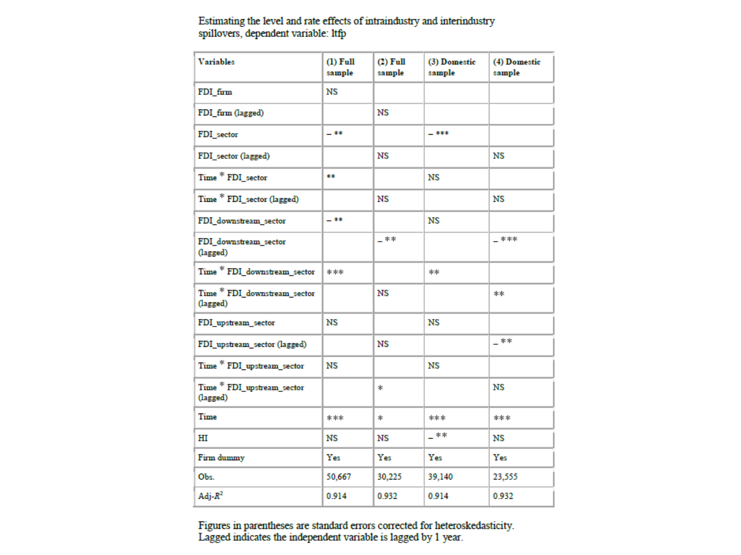Estimating the level and rate effects of intraindustry and interindustry spillovers, dependent variable: ltfp

| Variables | (1) Full sample | (2) Full sample | (3) Domestic sample | (4) Domestic sample |
|---|---|---|---|---|
| FDI_firm | NS | | | |
| FDI_firm (lagged) | | NS | | |
| FDI_sector | – ** | | – *** | |
| FDI_sector (lagged) | | NS | | NS |
| Time * FDI_sector | ** | | NS | |
| Time * FDI_sector (lagged) | | NS | | NS |
| FDI_downstream_sector | – ** | | NS | |
| FDI_downstream_sector (lagged) | | – ** | | – *** |
| Time * FDI_downstream_sector | *** | | ** | |
| Time * FDI_downstream_sector (lagged) | | NS | | ** |
| FDI_upstream_sector | NS | | NS | |
| FDI_upstream_sector (lagged) | | NS | | – ** |
| Time * FDI_upstream_sector | NS | | NS | |
| Time * FDI_upstream_sector (lagged) | | * | | NS |
| Time | *** | * | *** | *** |
| HI | NS | NS | – ** | NS |
| Firm dummy | Yes | Yes | Yes | Yes |
| Obs. | 50,667 | 30,225 | 39,140 | 23,555 |
| Adj-$R^2$ | 0.914 | 0.932 | 0.914 | 0.932 |

Figures in parentheses are standard errors corrected for heteroskedasticity.
Lagged indicates the independent variable is lagged by 1 year.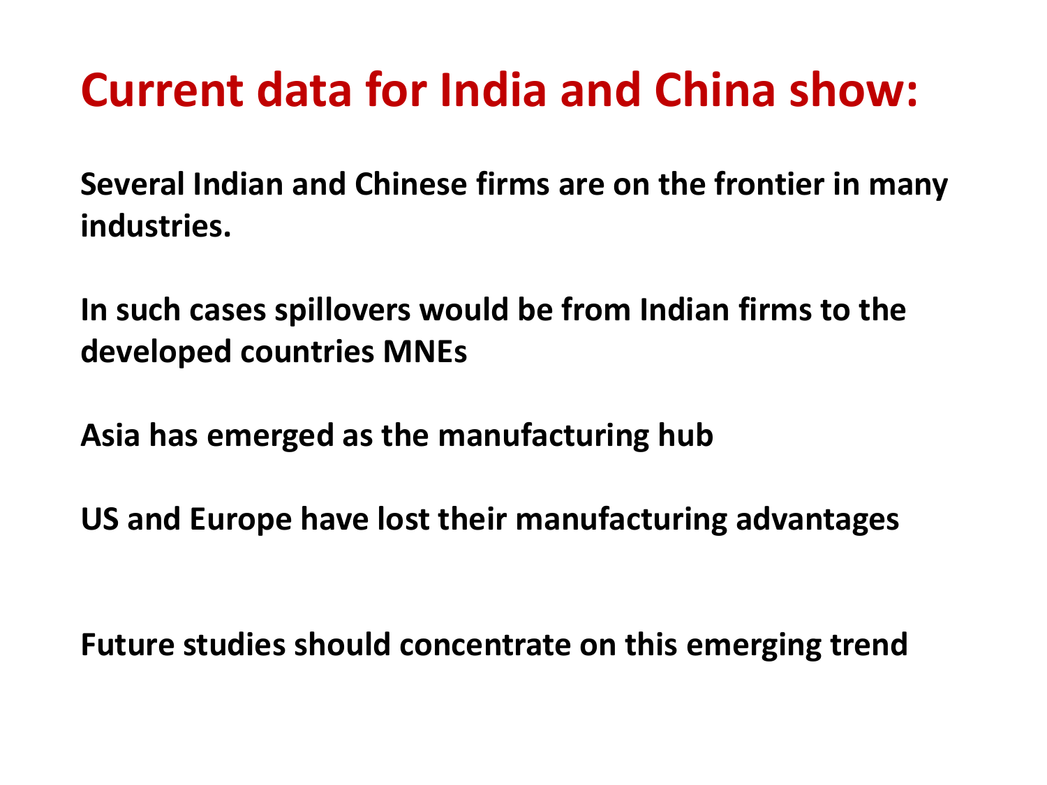# Current data for India and China show:

**Several Indian and Chinese firms are on the frontier in many industries.**

**In such cases spillovers would be from Indian firms to the developed countries MNEs**

**Asia has emerged as the manufacturing hub**

**US and Europe have lost their manufacturing advantages**

**Future studies should concentrate on this emerging trend**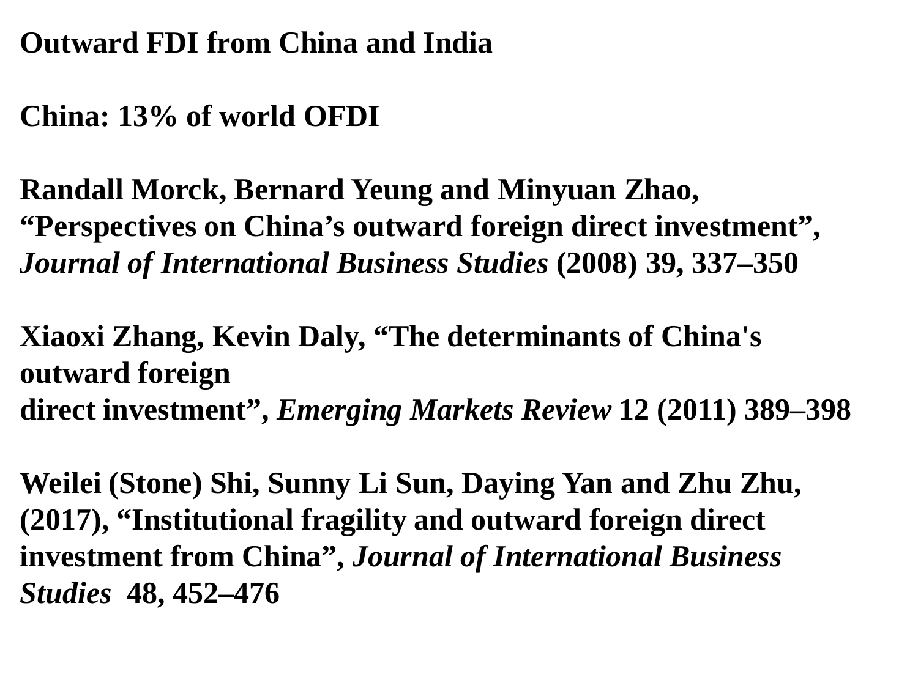**Outward FDI from China and India**

**China: 13% of world OFDI**

**Randall Morck, Bernard Yeung and Minyuan Zhao, "Perspectives on China's outward foreign direct investment",** ***Journal of International Business Studies*** **(2008) 39, 337–350**

**Xiaoxi Zhang, Kevin Daly, "The determinants of China's outward foreign direct investment",** ***Emerging Markets Review*** **12 (2011) 389–398**

**Weilei (Stone) Shi, Sunny Li Sun, Daying Yan and Zhu Zhu, (2017), "Institutional fragility and outward foreign direct investment from China",** ***Journal of International Business Studies*** **48, 452–476**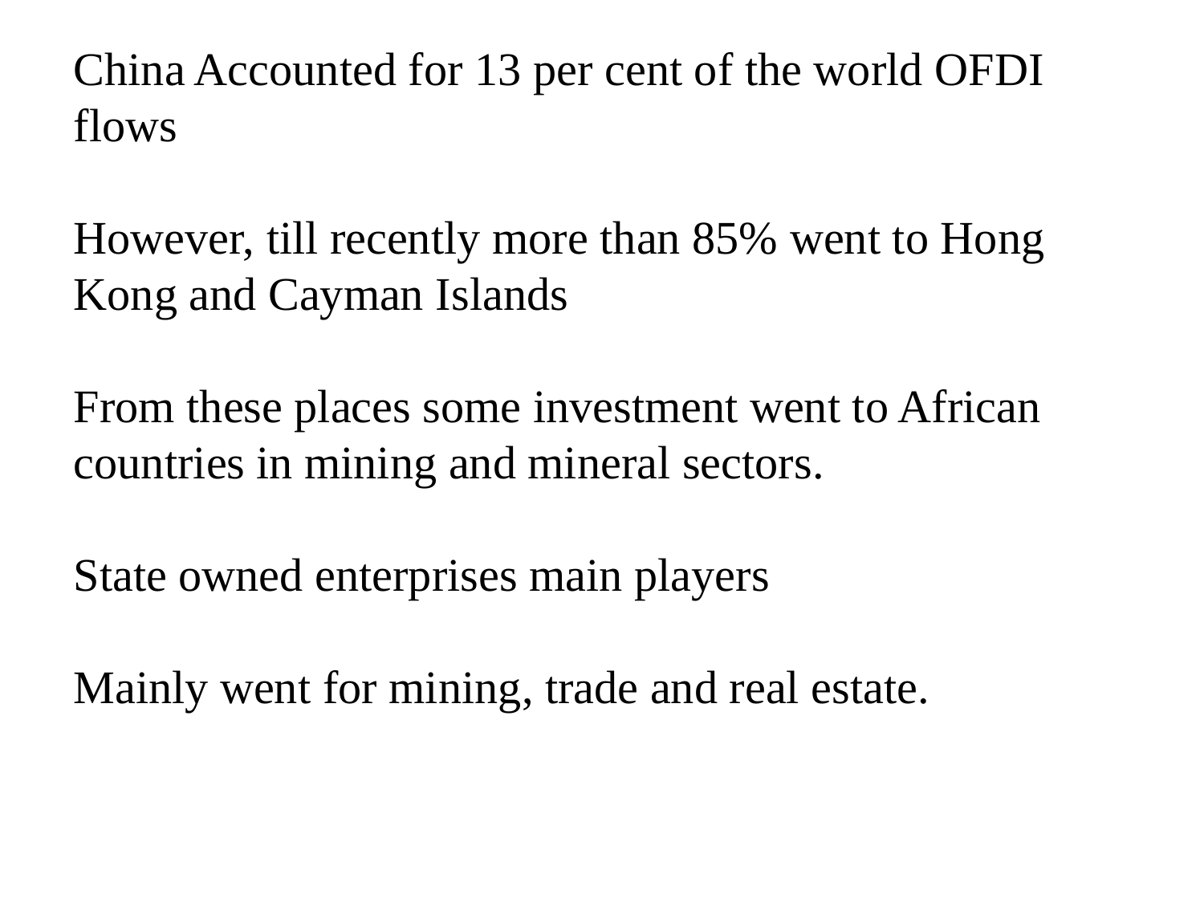China Accounted for 13 per cent of the world OFDI flows

However, till recently more than 85% went to Hong Kong and Cayman Islands

From these places some investment went to African countries in mining and mineral sectors.

State owned enterprises main players

Mainly went for mining, trade and real estate.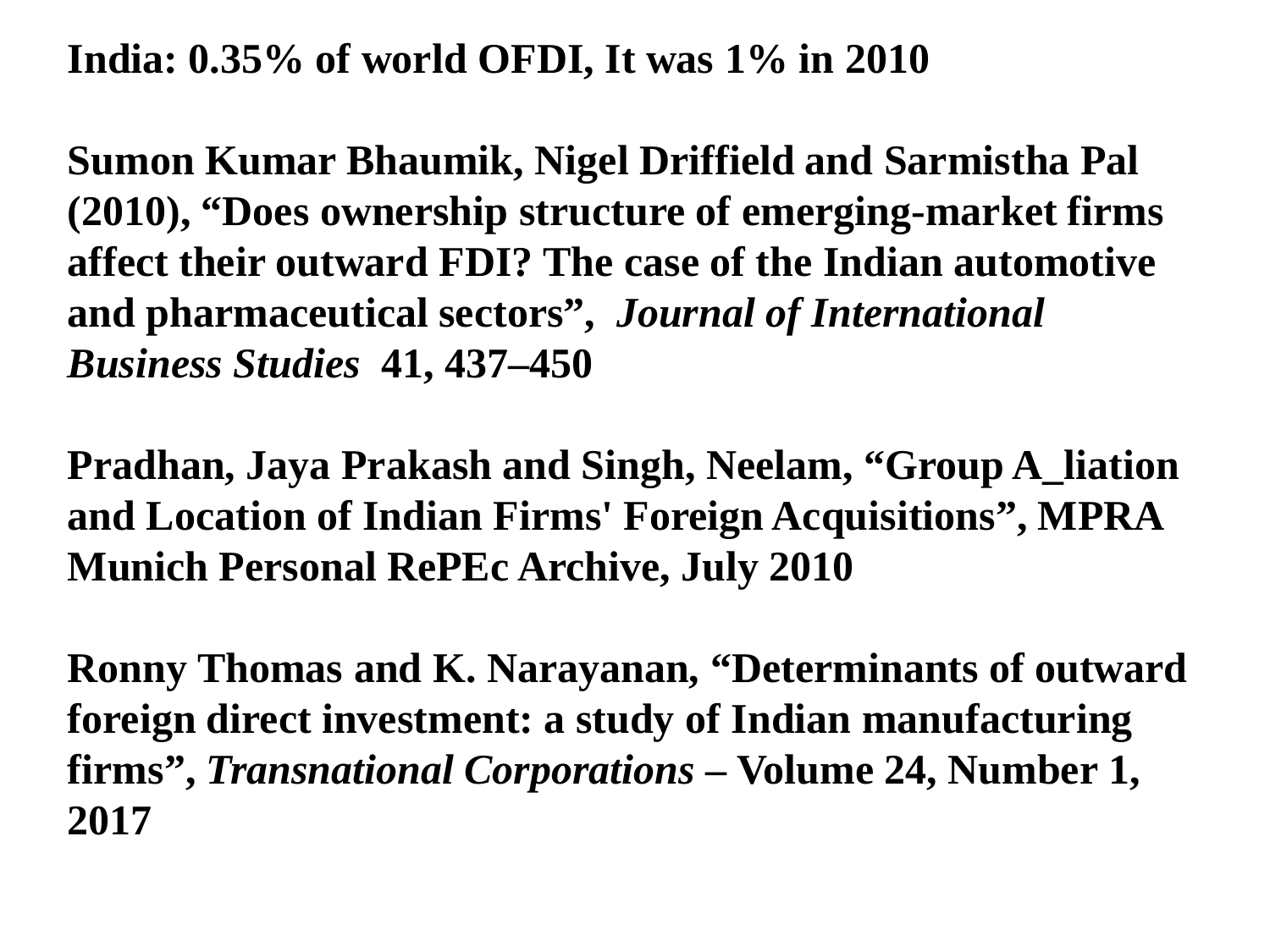**India: 0.35% of world OFDI, It was 1% in 2010**

**Sumon Kumar Bhaumik, Nigel Driffield and Sarmistha Pal (2010), "Does ownership structure of emerging-market firms affect their outward FDI? The case of the Indian automotive and pharmaceutical sectors",** ***Journal of International Business Studies*** **41, 437–450**

**Pradhan, Jaya Prakash and Singh, Neelam, "Group A_liation and Location of Indian Firms' Foreign Acquisitions", MPRA Munich Personal RePEc Archive, July 2010**

**Ronny Thomas and K. Narayanan, "Determinants of outward foreign direct investment: a study of Indian manufacturing firms",** ***Transnational Corporations*** **– Volume 24, Number 1, 2017**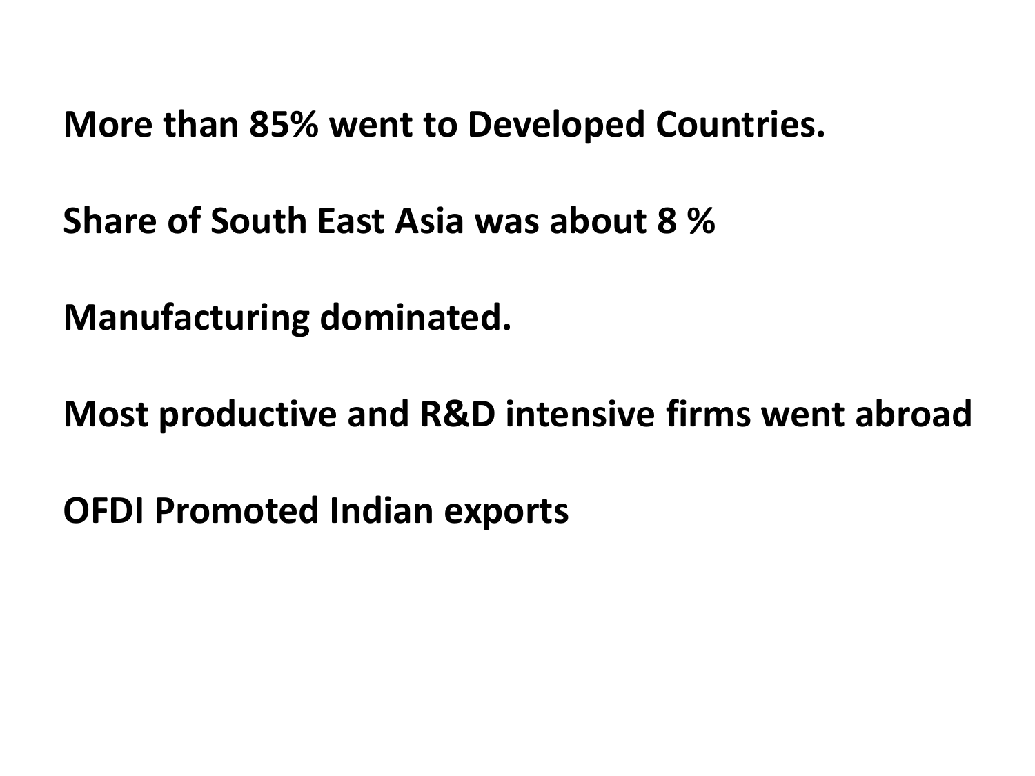**More than 85% went to Developed Countries.**

**Share of South East Asia was about 8 %**

**Manufacturing dominated.**

**Most productive and R&D intensive firms went abroad**

**OFDI Promoted Indian exports**